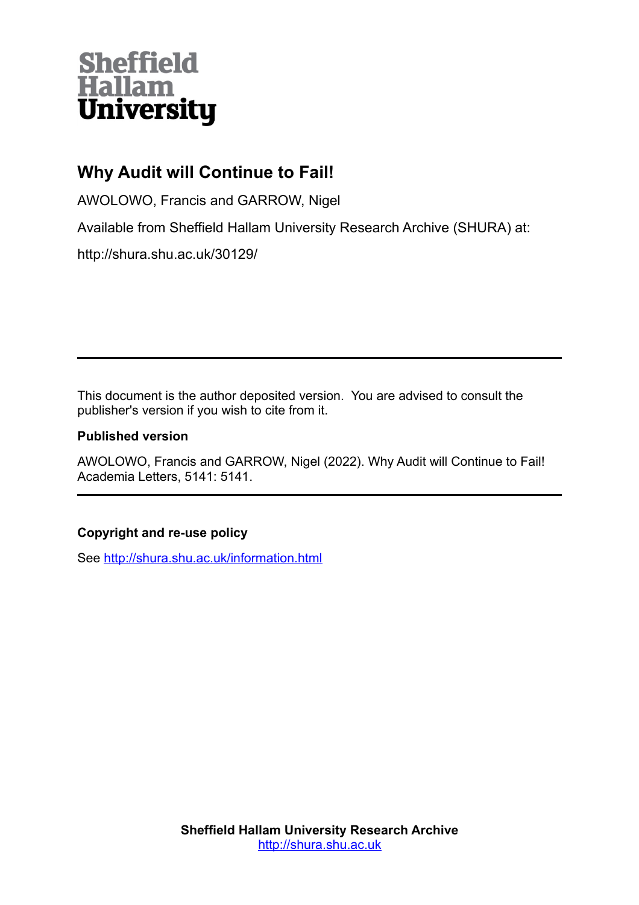Sheffield Hallam University

# Why Audit will Continue to Fail!

AWOLOWO, Francis and GARROW, Nigel

Available from Sheffield Hallam University Research Archive (SHURA) at:

http://shura.shu.ac.uk/30129/

---

This document is the author deposited version. You are advised to consult the publisher's version if you wish to cite from it.

**Published version**

AWOLOWO, Francis and GARROW, Nigel (2022). Why Audit will Continue to Fail! Academia Letters, 5141: 5141.

---

**Copyright and re-use policy**

See http://shura.shu.ac.uk/information.html

**Sheffield Hallam University Research Archive**
http://shura.shu.ac.uk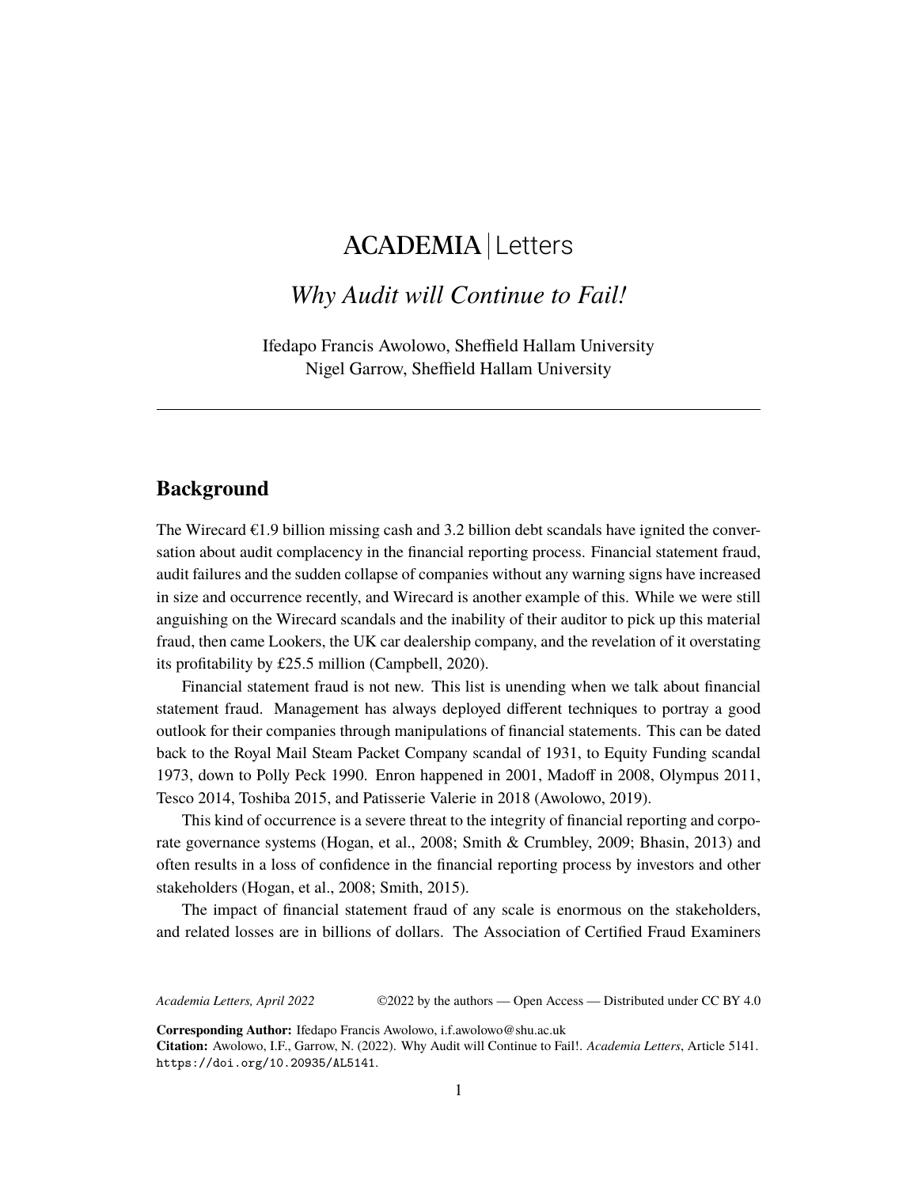# ACADEMIA | Letters

## *Why Audit will Continue to Fail!*

Ifedapo Francis Awolowo, Sheffield Hallam University
Nigel Garrow, Sheffield Hallam University

---

## Background

The Wirecard €1.9 billion missing cash and 3.2 billion debt scandals have ignited the conversation about audit complacency in the financial reporting process. Financial statement fraud, audit failures and the sudden collapse of companies without any warning signs have increased in size and occurrence recently, and Wirecard is another example of this. While we were still anguishing on the Wirecard scandals and the inability of their auditor to pick up this material fraud, then came Lookers, the UK car dealership company, and the revelation of it overstating its profitability by £25.5 million (Campbell, 2020).

Financial statement fraud is not new. This list is unending when we talk about financial statement fraud. Management has always deployed different techniques to portray a good outlook for their companies through manipulations of financial statements. This can be dated back to the Royal Mail Steam Packet Company scandal of 1931, to Equity Funding scandal 1973, down to Polly Peck 1990. Enron happened in 2001, Madoff in 2008, Olympus 2011, Tesco 2014, Toshiba 2015, and Patisserie Valerie in 2018 (Awolowo, 2019).

This kind of occurrence is a severe threat to the integrity of financial reporting and corporate governance systems (Hogan, et al., 2008; Smith & Crumbley, 2009; Bhasin, 2013) and often results in a loss of confidence in the financial reporting process by investors and other stakeholders (Hogan, et al., 2008; Smith, 2015).

The impact of financial statement fraud of any scale is enormous on the stakeholders, and related losses are in billions of dollars. The Association of Certified Fraud Examiners

*Academia Letters, April 2022* ©2022 by the authors — Open Access — Distributed under CC BY 4.0

**Corresponding Author:** Ifedapo Francis Awolowo, i.f.awolowo@shu.ac.uk
**Citation:** Awolowo, I.F., Garrow, N. (2022). Why Audit will Continue to Fail!. *Academia Letters*, Article 5141. https://doi.org/10.20935/AL5141.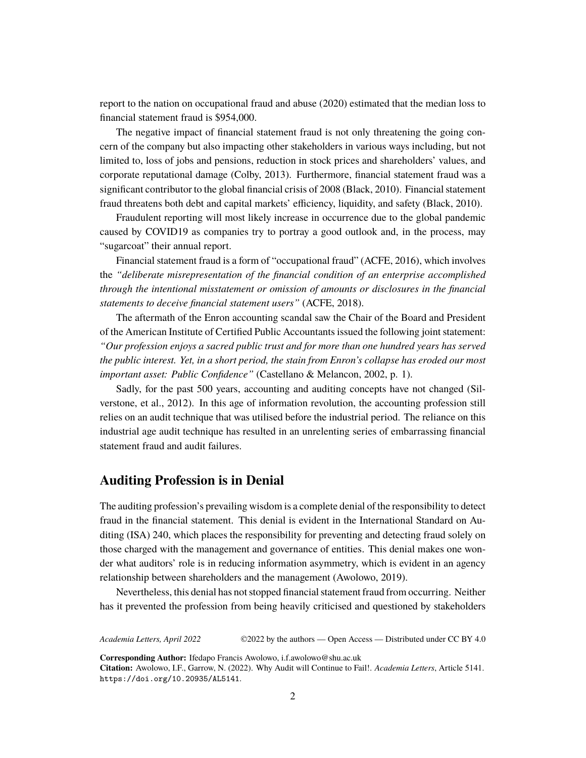report to the nation on occupational fraud and abuse (2020) estimated that the median loss to financial statement fraud is $954,000.

The negative impact of financial statement fraud is not only threatening the going concern of the company but also impacting other stakeholders in various ways including, but not limited to, loss of jobs and pensions, reduction in stock prices and shareholders' values, and corporate reputational damage (Colby, 2013). Furthermore, financial statement fraud was a significant contributor to the global financial crisis of 2008 (Black, 2010). Financial statement fraud threatens both debt and capital markets' efficiency, liquidity, and safety (Black, 2010).

Fraudulent reporting will most likely increase in occurrence due to the global pandemic caused by COVID19 as companies try to portray a good outlook and, in the process, may "sugarcoat" their annual report.

Financial statement fraud is a form of "occupational fraud" (ACFE, 2016), which involves the *"deliberate misrepresentation of the financial condition of an enterprise accomplished through the intentional misstatement or omission of amounts or disclosures in the financial statements to deceive financial statement users"* (ACFE, 2018).

The aftermath of the Enron accounting scandal saw the Chair of the Board and President of the American Institute of Certified Public Accountants issued the following joint statement: *"Our profession enjoys a sacred public trust and for more than one hundred years has served the public interest. Yet, in a short period, the stain from Enron's collapse has eroded our most important asset: Public Confidence"* (Castellano & Melancon, 2002, p. 1).

Sadly, for the past 500 years, accounting and auditing concepts have not changed (Silverstone, et al., 2012). In this age of information revolution, the accounting profession still relies on an audit technique that was utilised before the industrial period. The reliance on this industrial age audit technique has resulted in an unrelenting series of embarrassing financial statement fraud and audit failures.

## Auditing Profession is in Denial

The auditing profession's prevailing wisdom is a complete denial of the responsibility to detect fraud in the financial statement. This denial is evident in the International Standard on Auditing (ISA) 240, which places the responsibility for preventing and detecting fraud solely on those charged with the management and governance of entities. This denial makes one wonder what auditors' role is in reducing information asymmetry, which is evident in an agency relationship between shareholders and the management (Awolowo, 2019).

Nevertheless, this denial has not stopped financial statement fraud from occurring. Neither has it prevented the profession from being heavily criticised and questioned by stakeholders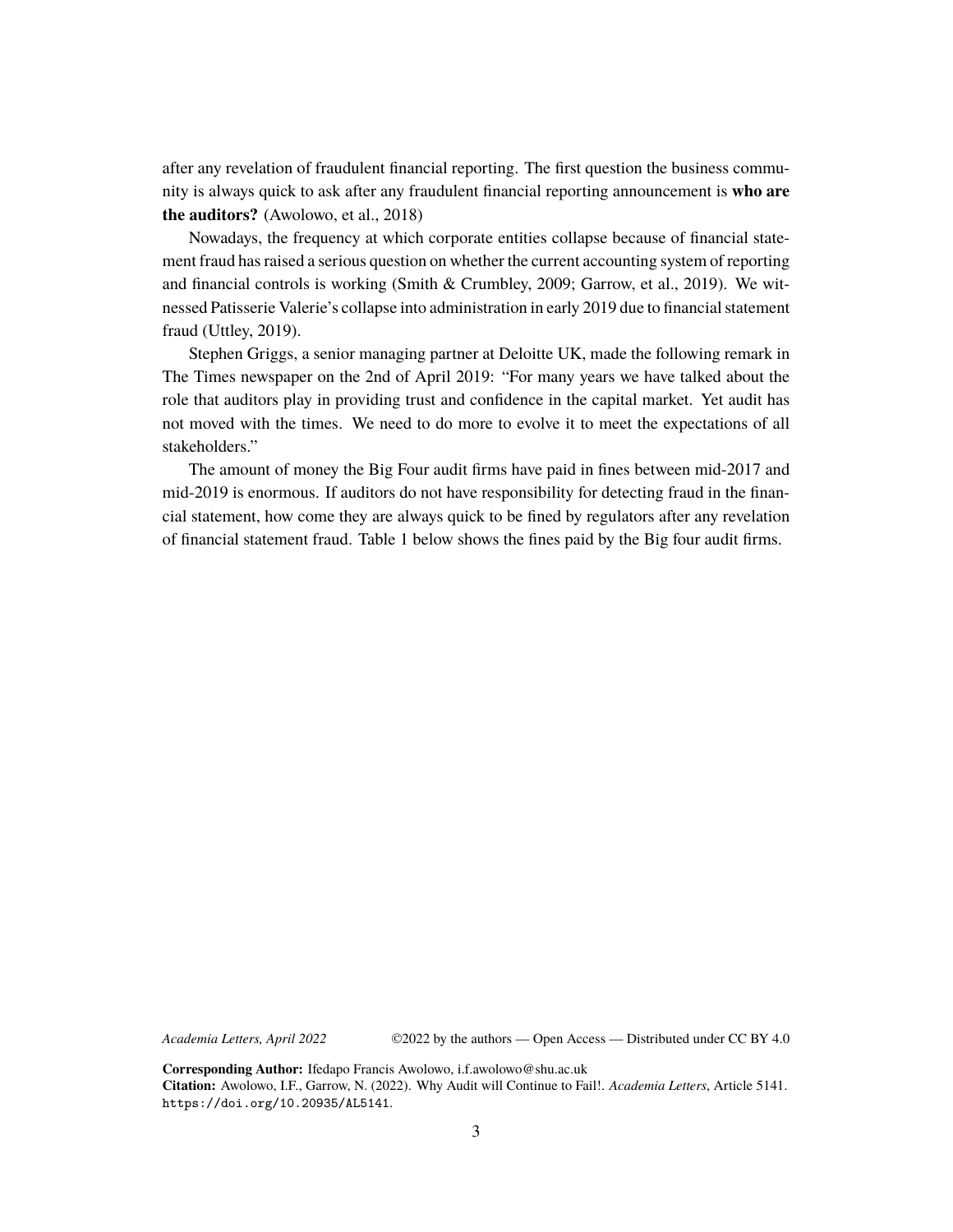after any revelation of fraudulent financial reporting. The first question the business community is always quick to ask after any fraudulent financial reporting announcement is **who are the auditors?** (Awolowo, et al., 2018)

Nowadays, the frequency at which corporate entities collapse because of financial statement fraud has raised a serious question on whether the current accounting system of reporting and financial controls is working (Smith & Crumbley, 2009; Garrow, et al., 2019). We witnessed Patisserie Valerie's collapse into administration in early 2019 due to financial statement fraud (Uttley, 2019).

Stephen Griggs, a senior managing partner at Deloitte UK, made the following remark in The Times newspaper on the 2nd of April 2019: "For many years we have talked about the role that auditors play in providing trust and confidence in the capital market. Yet audit has not moved with the times. We need to do more to evolve it to meet the expectations of all stakeholders."

The amount of money the Big Four audit firms have paid in fines between mid-2017 and mid-2019 is enormous. If auditors do not have responsibility for detecting fraud in the financial statement, how come they are always quick to be fined by regulators after any revelation of financial statement fraud. Table 1 below shows the fines paid by the Big four audit firms.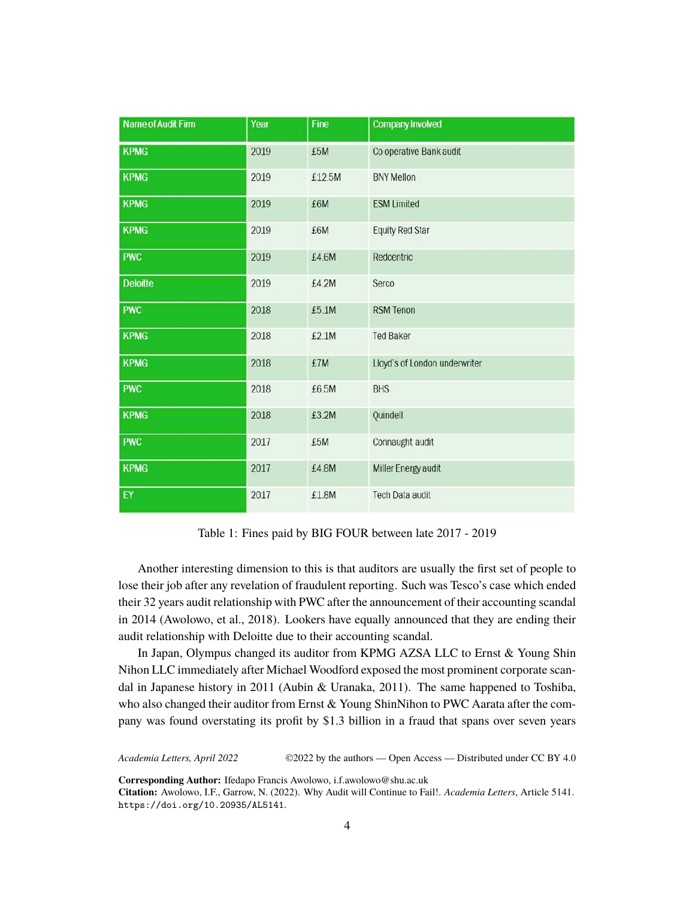| Name of Audit Firm | Year | Fine | Company Involved |
|---|---|---|---|
| KPMG | 2019 | £5M | Co-operative Bank audit |
| KPMG | 2019 | £12.5M | BNY Mellon |
| KPMG | 2019 | £6M | ESM Limited |
| KPMG | 2019 | £6M | Equity Red Star |
| PWC | 2019 | £4.6M | Redcentric |
| Deloitte | 2019 | £4.2M | Serco |
| PWC | 2018 | £5.1M | RSM Tenon |
| KPMG | 2018 | £2.1M | Ted Baker |
| KPMG | 2018 | £7M | Lloyd's of London underwriter |
| PWC | 2018 | £6.5M | BHS |
| KPMG | 2018 | £3.2M | Quindell |
| PWC | 2017 | £5M | Connaught audit |
| KPMG | 2017 | £4.8M | Miller Energy audit |
| EY | 2017 | £1.8M | Tech Data audit |

Table 1: Fines paid by BIG FOUR between late 2017 - 2019

Another interesting dimension to this is that auditors are usually the first set of people to lose their job after any revelation of fraudulent reporting. Such was Tesco's case which ended their 32 years audit relationship with PWC after the announcement of their accounting scandal in 2014 (Awolowo, et al., 2018). Lookers have equally announced that they are ending their audit relationship with Deloitte due to their accounting scandal.

In Japan, Olympus changed its auditor from KPMG AZSA LLC to Ernst & Young Shin Nihon LLC immediately after Michael Woodford exposed the most prominent corporate scandal in Japanese history in 2011 (Aubin & Uranaka, 2011). The same happened to Toshiba, who also changed their auditor from Ernst & Young ShinNihon to PWC Aarata after the company was found overstating its profit by $1.3 billion in a fraud that spans over seven years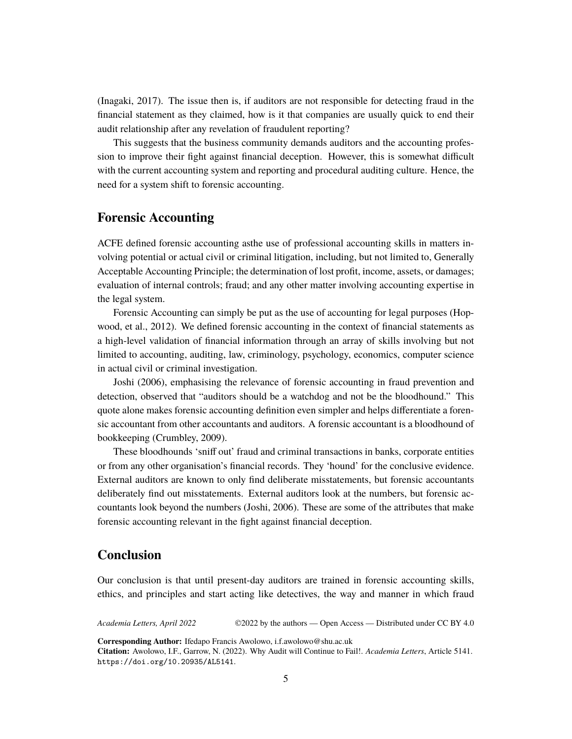(Inagaki, 2017). The issue then is, if auditors are not responsible for detecting fraud in the financial statement as they claimed, how is it that companies are usually quick to end their audit relationship after any revelation of fraudulent reporting?

This suggests that the business community demands auditors and the accounting profession to improve their fight against financial deception. However, this is somewhat difficult with the current accounting system and reporting and procedural auditing culture. Hence, the need for a system shift to forensic accounting.

## Forensic Accounting

ACFE defined forensic accounting asthe use of professional accounting skills in matters involving potential or actual civil or criminal litigation, including, but not limited to, Generally Acceptable Accounting Principle; the determination of lost profit, income, assets, or damages; evaluation of internal controls; fraud; and any other matter involving accounting expertise in the legal system.

Forensic Accounting can simply be put as the use of accounting for legal purposes (Hopwood, et al., 2012). We defined forensic accounting in the context of financial statements as a high-level validation of financial information through an array of skills involving but not limited to accounting, auditing, law, criminology, psychology, economics, computer science in actual civil or criminal investigation.

Joshi (2006), emphasising the relevance of forensic accounting in fraud prevention and detection, observed that "auditors should be a watchdog and not be the bloodhound." This quote alone makes forensic accounting definition even simpler and helps differentiate a forensic accountant from other accountants and auditors. A forensic accountant is a bloodhound of bookkeeping (Crumbley, 2009).

These bloodhounds 'sniff out' fraud and criminal transactions in banks, corporate entities or from any other organisation's financial records. They 'hound' for the conclusive evidence. External auditors are known to only find deliberate misstatements, but forensic accountants deliberately find out misstatements. External auditors look at the numbers, but forensic accountants look beyond the numbers (Joshi, 2006). These are some of the attributes that make forensic accounting relevant in the fight against financial deception.

## Conclusion

Our conclusion is that until present-day auditors are trained in forensic accounting skills, ethics, and principles and start acting like detectives, the way and manner in which fraud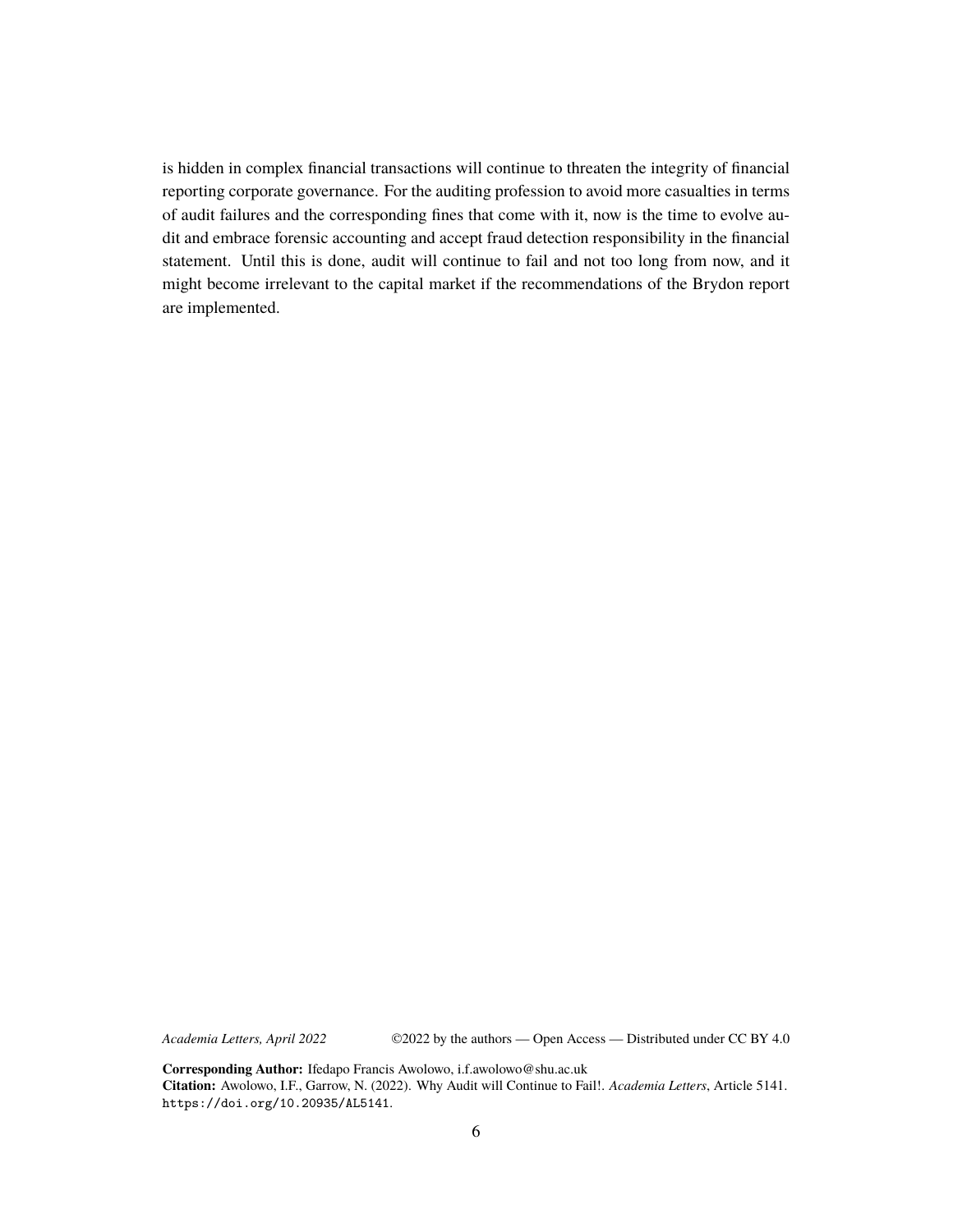is hidden in complex financial transactions will continue to threaten the integrity of financial reporting corporate governance. For the auditing profession to avoid more casualties in terms of audit failures and the corresponding fines that come with it, now is the time to evolve audit and embrace forensic accounting and accept fraud detection responsibility in the financial statement. Until this is done, audit will continue to fail and not too long from now, and it might become irrelevant to the capital market if the recommendations of the Brydon report are implemented.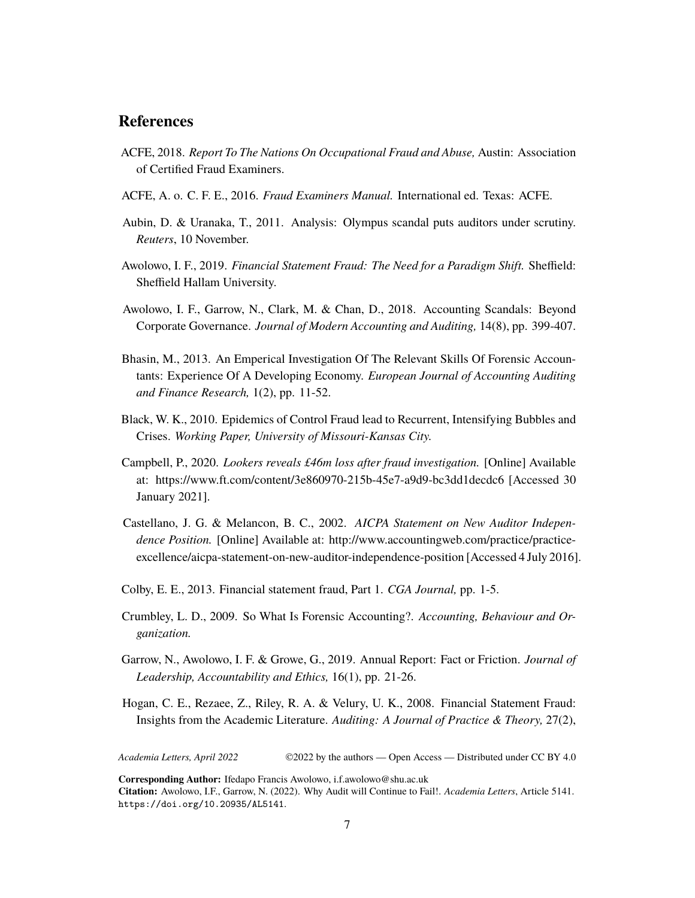## References

ACFE, 2018. *Report To The Nations On Occupational Fraud and Abuse,* Austin: Association of Certified Fraud Examiners.

ACFE, A. o. C. F. E., 2016. *Fraud Examiners Manual.* International ed. Texas: ACFE.

Aubin, D. & Uranaka, T., 2011. Analysis: Olympus scandal puts auditors under scrutiny. *Reuters*, 10 November.

Awolowo, I. F., 2019. *Financial Statement Fraud: The Need for a Paradigm Shift.* Sheffield: Sheffield Hallam University.

Awolowo, I. F., Garrow, N., Clark, M. & Chan, D., 2018. Accounting Scandals: Beyond Corporate Governance. *Journal of Modern Accounting and Auditing,* 14(8), pp. 399-407.

Bhasin, M., 2013. An Emperical Investigation Of The Relevant Skills Of Forensic Accountants: Experience Of A Developing Economy. *European Journal of Accounting Auditing and Finance Research,* 1(2), pp. 11-52.

Black, W. K., 2010. Epidemics of Control Fraud lead to Recurrent, Intensifying Bubbles and Crises. *Working Paper, University of Missouri-Kansas City.*

Campbell, P., 2020. *Lookers reveals £46m loss after fraud investigation.* [Online] Available at: https://www.ft.com/content/3e860970-215b-45e7-a9d9-bc3dd1decdc6 [Accessed 30 January 2021].

Castellano, J. G. & Melancon, B. C., 2002. *AICPA Statement on New Auditor Independence Position.* [Online] Available at: http://www.accountingweb.com/practice/practice-excellence/aicpa-statement-on-new-auditor-independence-position [Accessed 4 July 2016].

Colby, E. E., 2013. Financial statement fraud, Part 1. *CGA Journal,* pp. 1-5.

Crumbley, L. D., 2009. So What Is Forensic Accounting?. *Accounting, Behaviour and Organization.*

Garrow, N., Awolowo, I. F. & Growe, G., 2019. Annual Report: Fact or Friction. *Journal of Leadership, Accountability and Ethics,* 16(1), pp. 21-26.

Hogan, C. E., Rezaee, Z., Riley, R. A. & Velury, U. K., 2008. Financial Statement Fraud: Insights from the Academic Literature. *Auditing: A Journal of Practice & Theory,* 27(2),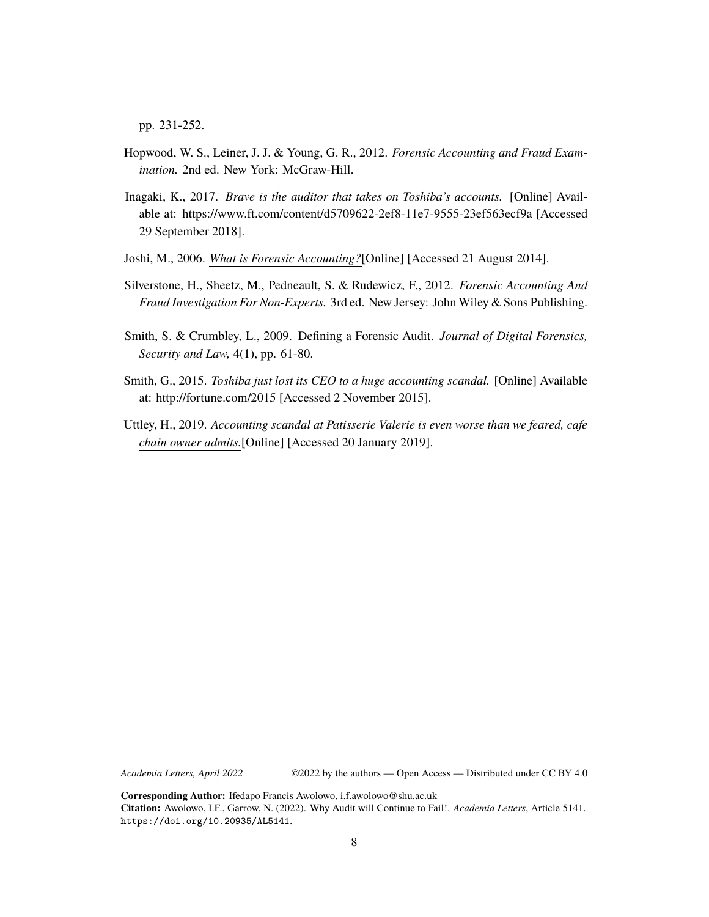pp. 231-252.

Hopwood, W. S., Leiner, J. J. & Young, G. R., 2012. *Forensic Accounting and Fraud Examination.* 2nd ed. New York: McGraw-Hill.

Inagaki, K., 2017. *Brave is the auditor that takes on Toshiba's accounts.* [Online] Available at: https://www.ft.com/content/d5709622-2ef8-11e7-9555-23ef563ecf9a [Accessed 29 September 2018].

Joshi, M., 2006. *What is Forensic Accounting?*[Online] [Accessed 21 August 2014].

Silverstone, H., Sheetz, M., Pedneault, S. & Rudewicz, F., 2012. *Forensic Accounting And Fraud Investigation For Non-Experts.* 3rd ed. New Jersey: John Wiley & Sons Publishing.

Smith, S. & Crumbley, L., 2009. Defining a Forensic Audit. *Journal of Digital Forensics, Security and Law,* 4(1), pp. 61-80.

Smith, G., 2015. *Toshiba just lost its CEO to a huge accounting scandal.* [Online] Available at: http://fortune.com/2015 [Accessed 2 November 2015].

Uttley, H., 2019. *Accounting scandal at Patisserie Valerie is even worse than we feared, cafe chain owner admits.*[Online] [Accessed 20 January 2019].